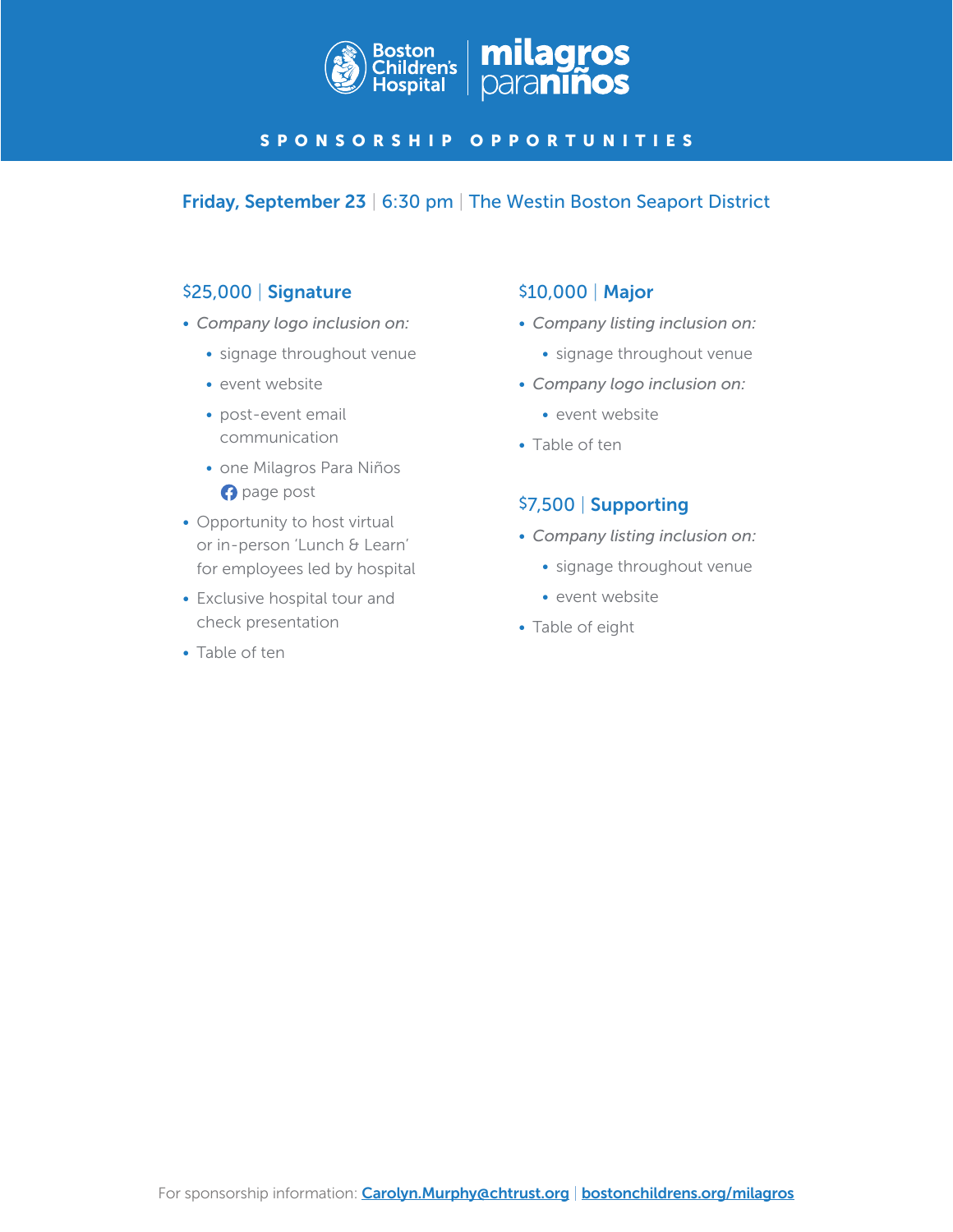# Boston Children's Hospital | milagros para niños

## SPONSORSHIP OPPORTUNITIES

**Friday, September 23** | 6:30 pm | The Westin Boston Seaport District

### $25,000 | Signature

- *Company logo inclusion on:*
  - signage throughout venue
  - event website
  - post-event email communication
  - one Milagros Para Niños Facebook page post
- Opportunity to host virtual or in-person 'Lunch & Learn' for employees led by hospital
- Exclusive hospital tour and check presentation
- Table of ten

### $10,000 | Major

- *Company listing inclusion on:*
  - signage throughout venue
- *Company logo inclusion on:*
  - event website
- Table of ten

### $7,500 | Supporting

- *Company listing inclusion on:*
  - signage throughout venue
  - event website
- Table of eight

For sponsorship information: **Carolyn.Murphy@chtrust.org** | **bostonchildrens.org/milagros**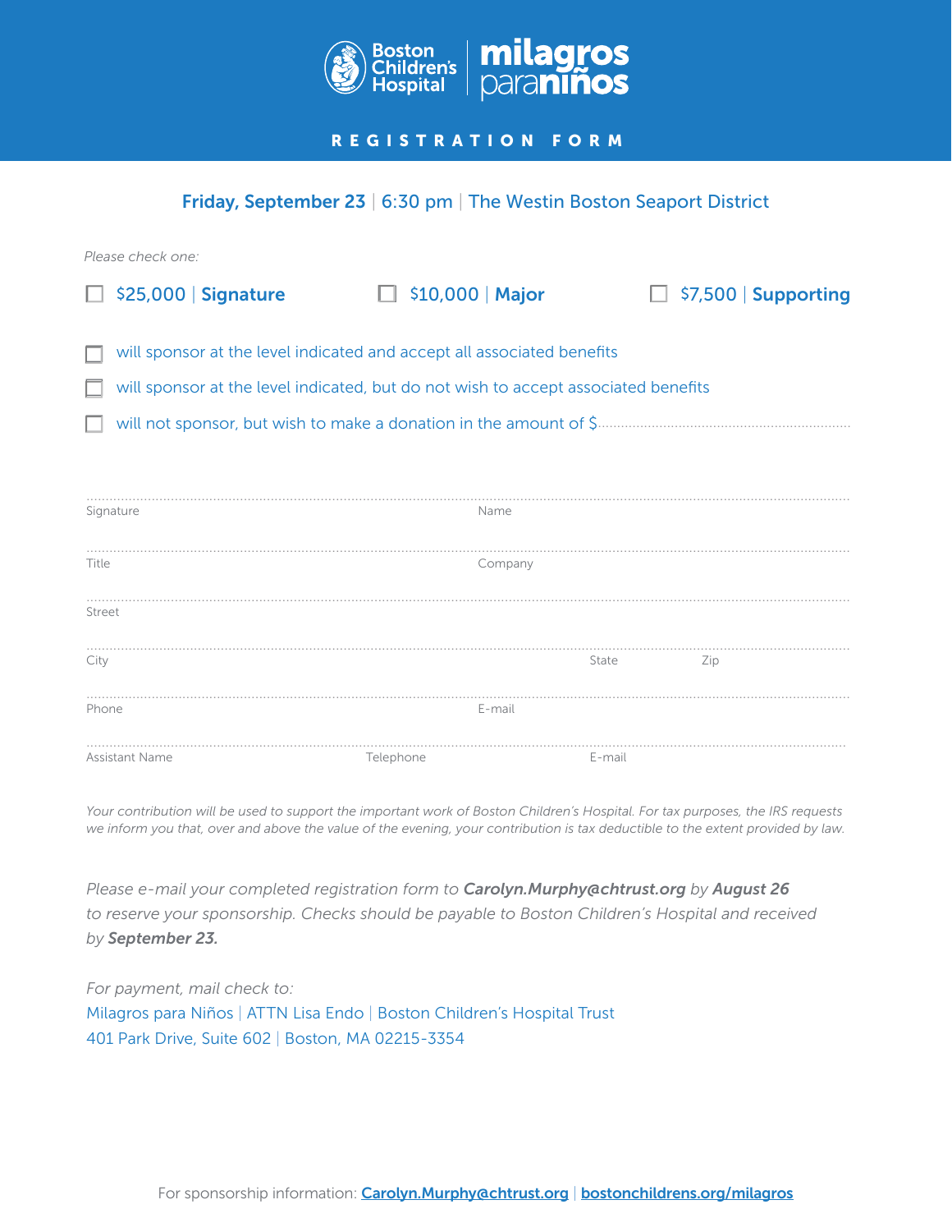Boston Children's Hospital | milagros para niños

# REGISTRATION FORM

**Friday, September 23** | 6:30 pm | The Westin Boston Seaport District

*Please check one:*

☐ $25,000 | **Signature** ☐ $10,000 | **Major** ☐ $7,500 | **Supporting**

☐ will sponsor at the level indicated and accept all associated benefits

☐ will sponsor at the level indicated, but do not wish to accept associated benefits

☐ will not sponsor, but wish to make a donation in the amount of $..........

Signature ____________________ Name ____________________

Title ____________________ Company ____________________

Street ____________________

City ____________________ State ________ Zip ________

Phone ____________________ E-mail ____________________

Assistant Name ____________________ Telephone ____________________ E-mail ____________________

*Your contribution will be used to support the important work of Boston Children's Hospital. For tax purposes, the IRS requests we inform you that, over and above the value of the evening, your contribution is tax deductible to the extent provided by law.*

*Please e-mail your completed registration form to* ***Carolyn.Murphy@chtrust.org*** *by* ***August 26*** *to reserve your sponsorship. Checks should be payable to Boston Children's Hospital and received by* ***September 23.***

*For payment, mail check to:*
Milagros para Niños | ATTN Lisa Endo | Boston Children's Hospital Trust
401 Park Drive, Suite 602 | Boston, MA 02215-3354

For sponsorship information: Carolyn.Murphy@chtrust.org | bostonchildrens.org/milagros